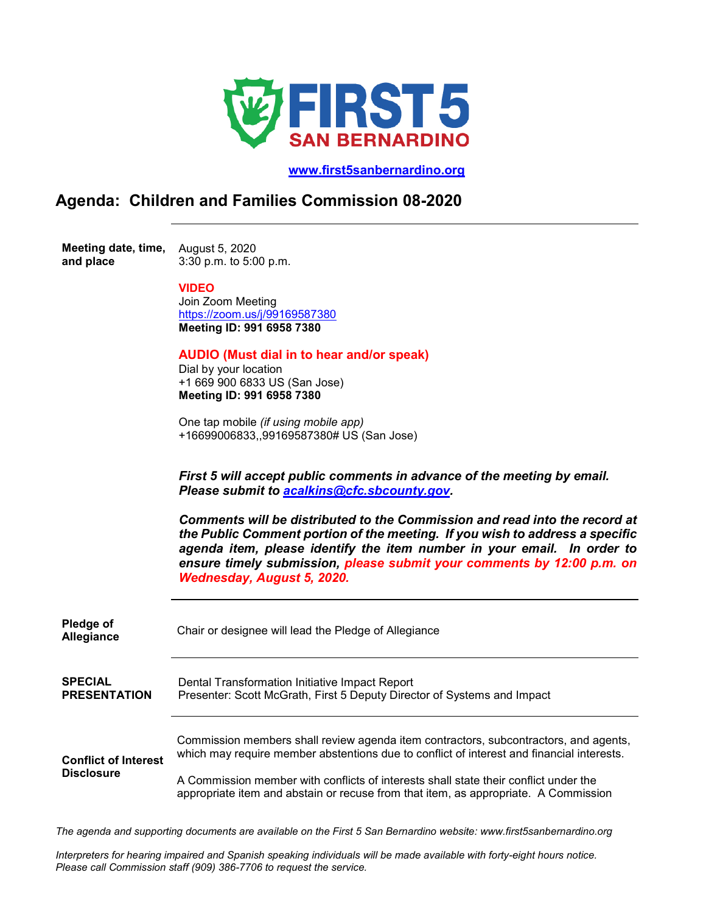FIRST 5 SAN BERNARDINO

[www.first5sanbernardino.org](http://www.first5sanbernardino.org)

# Agenda: Children and Families Commission 08-2020

**Meeting date, time, and place**

August 5, 2020
3:30 p.m. to 5:00 p.m.

**VIDEO**
Join Zoom Meeting
[https://zoom.us/j/99169587380](https://zoom.us/j/99169587380)
**Meeting ID: 991 6958 7380**

**AUDIO (Must dial in to hear and/or speak)**
Dial by your location
+1 669 900 6833 US (San Jose)
**Meeting ID: 991 6958 7380**

One tap mobile *(if using mobile app)*
+16699006833,,99169587380# US (San Jose)

***First 5 will accept public comments in advance of the meeting by email. Please submit to [acalkins@cfc.sbcounty.gov](mailto:acalkins@cfc.sbcounty.gov).***

***Comments will be distributed to the Commission and read into the record at the Public Comment portion of the meeting. If you wish to address a specific agenda item, please identify the item number in your email. In order to ensure timely submission, please submit your comments by 12:00 p.m. on Wednesday, August 5, 2020.***

---

**Pledge of Allegiance**

Chair or designee will lead the Pledge of Allegiance

---

**SPECIAL PRESENTATION**

Dental Transformation Initiative Impact Report
Presenter: Scott McGrath, First 5 Deputy Director of Systems and Impact

---

**Conflict of Interest Disclosure**

Commission members shall review agenda item contractors, subcontractors, and agents, which may require member abstentions due to conflict of interest and financial interests.

A Commission member with conflicts of interests shall state their conflict under the appropriate item and abstain or recuse from that item, as appropriate. A Commission

*The agenda and supporting documents are available on the First 5 San Bernardino website: www.first5sanbernardino.org*

*Interpreters for hearing impaired and Spanish speaking individuals will be made available with forty-eight hours notice. Please call Commission staff (909) 386-7706 to request the service.*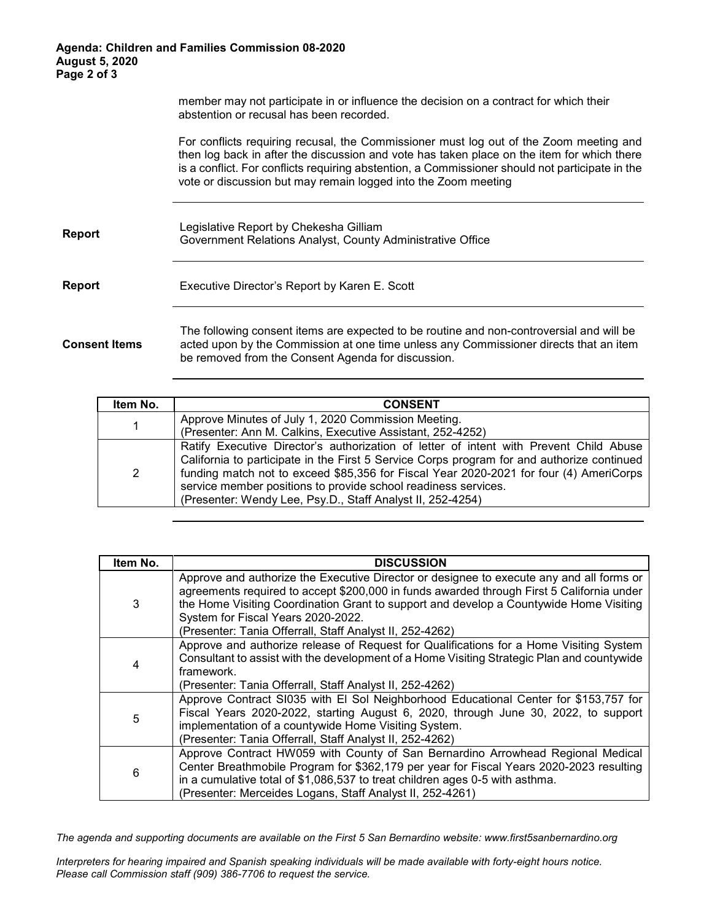member may not participate in or influence the decision on a contract for which their abstention or recusal has been recorded.

For conflicts requiring recusal, the Commissioner must log out of the Zoom meeting and then log back in after the discussion and vote has taken place on the item for which there is a conflict. For conflicts requiring abstention, a Commissioner should not participate in the vote or discussion but may remain logged into the Zoom meeting

**Report**

Legislative Report by Chekesha Gilliam
Government Relations Analyst, County Administrative Office

**Report**

Executive Director's Report by Karen E. Scott

**Consent Items**

The following consent items are expected to be routine and non-controversial and will be acted upon by the Commission at one time unless any Commissioner directs that an item be removed from the Consent Agenda for discussion.

| Item No. | CONSENT |
|---|---|
| 1 | Approve Minutes of July 1, 2020 Commission Meeting.<br>(Presenter: Ann M. Calkins, Executive Assistant, 252-4252) |
| 2 | Ratify Executive Director's authorization of letter of intent with Prevent Child Abuse California to participate in the First 5 Service Corps program for and authorize continued funding match not to exceed $85,356 for Fiscal Year 2020-2021 for four (4) AmeriCorps service member positions to provide school readiness services.<br>(Presenter: Wendy Lee, Psy.D., Staff Analyst II, 252-4254) |

| Item No. | DISCUSSION |
|---|---|
| 3 | Approve and authorize the Executive Director or designee to execute any and all forms or agreements required to accept $200,000 in funds awarded through First 5 California under the Home Visiting Coordination Grant to support and develop a Countywide Home Visiting System for Fiscal Years 2020-2022.<br>(Presenter: Tania Offerrall, Staff Analyst II, 252-4262) |
| 4 | Approve and authorize release of Request for Qualifications for a Home Visiting System Consultant to assist with the development of a Home Visiting Strategic Plan and countywide framework.<br>(Presenter: Tania Offerrall, Staff Analyst II, 252-4262) |
| 5 | Approve Contract SI035 with El Sol Neighborhood Educational Center for $153,757 for Fiscal Years 2020-2022, starting August 6, 2020, through June 30, 2022, to support implementation of a countywide Home Visiting System.<br>(Presenter: Tania Offerrall, Staff Analyst II, 252-4262) |
| 6 | Approve Contract HW059 with County of San Bernardino Arrowhead Regional Medical Center Breathmobile Program for $362,179 per year for Fiscal Years 2020-2023 resulting in a cumulative total of $1,086,537 to treat children ages 0-5 with asthma.<br>(Presenter: Merceides Logans, Staff Analyst II, 252-4261) |

*The agenda and supporting documents are available on the First 5 San Bernardino website: www.first5sanbernardino.org*

*Interpreters for hearing impaired and Spanish speaking individuals will be made available with forty-eight hours notice. Please call Commission staff (909) 386-7706 to request the service.*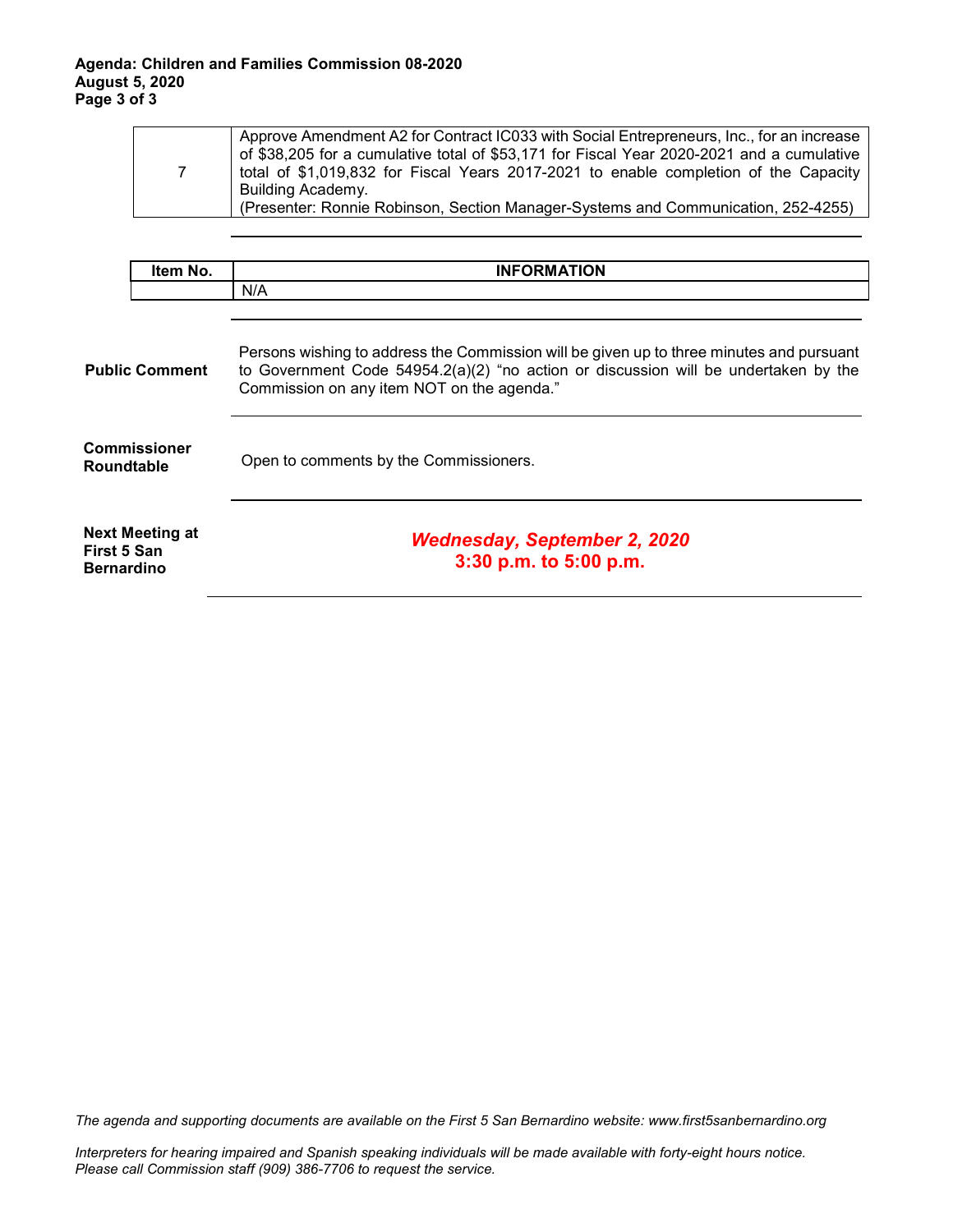| | |
|---|---|
| 7 | Approve Amendment A2 for Contract IC033 with Social Entrepreneurs, Inc., for an increase of $38,205 for a cumulative total of $53,171 for Fiscal Year 2020-2021 and a cumulative total of $1,019,832 for Fiscal Years 2017-2021 to enable completion of the Capacity Building Academy.<br>(Presenter: Ronnie Robinson, Section Manager-Systems and Communication, 252-4255) |

| Item No. | INFORMATION |
|---|---|
| | N/A |

**Public Comment**

Persons wishing to address the Commission will be given up to three minutes and pursuant to Government Code 54954.2(a)(2) "no action or discussion will be undertaken by the Commission on any item NOT on the agenda."

**Commissioner Roundtable**

Open to comments by the Commissioners.

**Next Meeting at First 5 San Bernardino**

***Wednesday, September 2, 2020***
**3:30 p.m. to 5:00 p.m.**

*The agenda and supporting documents are available on the First 5 San Bernardino website: www.first5sanbernardino.org*

*Interpreters for hearing impaired and Spanish speaking individuals will be made available with forty-eight hours notice. Please call Commission staff (909) 386-7706 to request the service.*